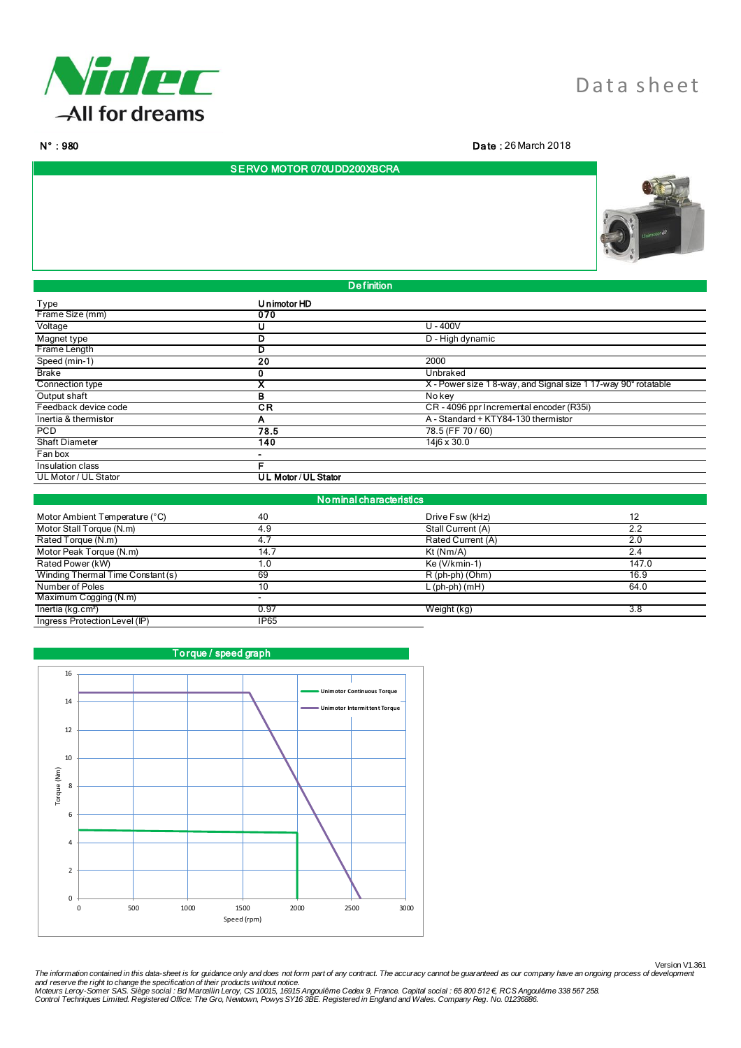Nidec
All for dreams

Data sheet

**N° : 980**

**Date :** 26 March 2018

## SERVO MOTOR 070UDD200XBCRA

## Definition

| Type | **Unimotor HD** | |
|---|---|---|
| Frame Size (mm) | **070** | |
| Voltage | **U** | U - 400V |
| Magnet type | **D** | D - High dynamic |
| Frame Length | **D** | |
| Speed (min-1) | **20** | 2000 |
| Brake | **0** | Unbraked |
| Connection type | **X** | X - Power size 1 8-way, and Signal size 1 17-way 90° rotatable |
| Output shaft | **B** | No key |
| Feedback device code | **CR** | CR - 4096 ppr Incremental encoder (R35i) |
| Inertia & thermistor | **A** | A - Standard + KTY84-130 thermistor |
| PCD | **78.5** | 78.5 (FF 70 / 60) |
| Shaft Diameter | **140** | 14j6 x 30.0 |
| Fan box | **-** | |
| Insulation class | **F** | |
| UL Motor / UL Stator | **UL Motor / UL Stator** | |

## Nominal characteristics

| | | | |
|---|---|---|---|
| Motor Ambient Temperature (°C) | 40 | Drive Fsw (kHz) | 12 |
| Motor Stall Torque (N.m) | 4.9 | Stall Current (A) | 2.2 |
| Rated Torque (N.m) | 4.7 | Rated Current (A) | 2.0 |
| Motor Peak Torque (N.m) | 14.7 | Kt (Nm/A) | 2.4 |
| Rated Power (kW) | 1.0 | Ke (V/kmin-1) | 147.0 |
| Winding Thermal Time Constant (s) | 69 | R (ph-ph) (Ohm) | 16.9 |
| Number of Poles | 10 | L (ph-ph) (mH) | 64.0 |
| Maximum Cogging (N.m) | - | | |
| Inertia (kg.cm²) | 0.97 | Weight (kg) | 3.8 |
| Ingress Protection Level (IP) | IP65 | | |

## Torque / speed graph

Legend: Unimotor Continuous Torque; Unimotor Intermittent Torque

Torque (Nm): 0–16; Speed (rpm): 0–3000

Version V1.361

*The information contained in this data-sheet is for guidance only and does not form part of any contract. The accuracy cannot be guaranteed as our company have an ongoing process of development and reserve the right to change the specification of their products without notice.*
*Moteurs Leroy-Somer SAS. Siège social : Bd Marcellin Leroy, CS 10015, 16915 Angoulême Cedex 9, France. Capital social : 65 800 512 €, RCS Angoulême 338 567 258.*
*Control Techniques Limited. Registered Office: The Gro, Newtown, Powys SY16 3BE. Registered in England and Wales. Company Reg. No. 01236886.*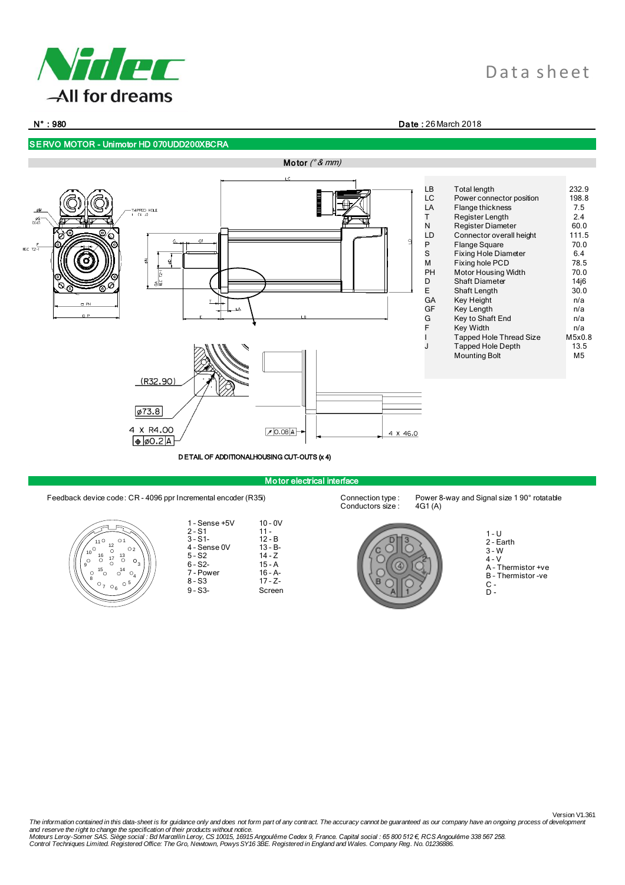Data sheet

**N° : 980** **Date :** 26 March 2018

## SERVO MOTOR - Unimotor HD 070UDD200XBCRA

### Motor *(° & mm)*

| | | |
|---|---|---|
| LB | Total length | 232.9 |
| LC | Power connector position | 198.8 |
| LA | Flange thickness | 7.5 |
| T | Register Length | 2.4 |
| N | Register Diameter | 60.0 |
| LD | Connector overall height | 111.5 |
| P | Flange Square | 70.0 |
| S | Fixing Hole Diameter | 6.4 |
| M | Fixing hole PCD | 78.5 |
| PH | Motor Housing Width | 70.0 |
| D | Shaft Diameter | 14j6 |
| E | Shaft Length | 30.0 |
| GA | Key Height | n/a |
| GF | Key Length | n/a |
| G | Key to Shaft End | n/a |
| F | Key Width | n/a |
| I | Tapped Hole Thread Size | M5x0.8 |
| J | Tapped Hole Depth | 13.5 |
| | Mounting Bolt | M5 |

(R32.90)

ø73.8

4 X R4.00

ø0.2 A

0.08 A

4 X 46.0

DETAIL OF ADDITIONAL HOUSING CUT-OUTS (x 4)

### Motor electrical interface

Feedback device code : CR - 4096 ppr Incremental encoder (R35i)

Connection type : Power 8-way and Signal size 1 90° rotatable

Conductors size : 4G1 (A)

| | |
|---|---|
| 1 - Sense +5V | 10 - 0V |
| 2 - S1 | 11 - |
| 3 - S1- | 12 - B |
| 4 - Sense 0V | 13 - B- |
| 5 - S2 | 14 - Z |
| 6 - S2- | 15 - A |
| 7 - Power | 16 - A- |
| 8 - S3 | 17 - Z- |
| 9 - S3- | Screen |

1 - U
2 - Earth
3 - W
4 - V
A - Thermistor +ve
B - Thermistor -ve
C -
D -

Version V1.361

*The information contained in this data-sheet is for guidance only and does not form part of any contract. The accuracy cannot be guaranteed as our company have an ongoing process of development and reserve the right to change the specification of their products without notice.*
*Moteurs Leroy-Somer SAS. Siège social : Bd Marcellin Leroy, CS 10015, 16915 Angoulême Cedex 9, France. Capital social : 65 800 512 €, RCS Angoulême 338 567 258.*
*Control Techniques Limited. Registered Office: The Gro, Newtown, Powys SY16 3BE. Registered in England and Wales. Company Reg. No. 01236886.*